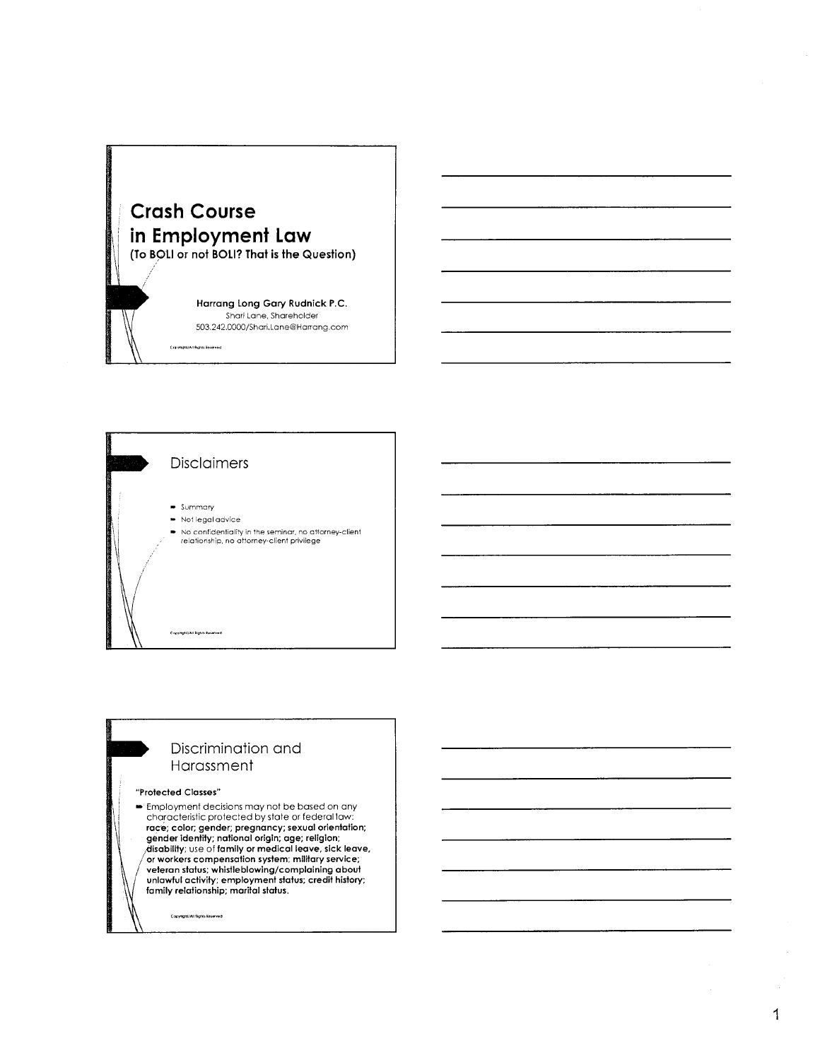# Crash Course in Employment Law

**(To BOLI or not BOLI? That is the Question)**

**Harrang Long Gary Rudnick P.C.**
Shari Lane, Shareholder
503.242.0000/Shari.Lane@Harrang.com

Copyright/All Rights Reserved

## Disclaimers

- Summary
- Not legal advice
- No confidentiality in the seminar, no attorney-client relationship, no attorney-client privilege

Copyright/All Rights Reserved

## Discrimination and Harassment

**"Protected Classes"**

- Employment decisions may not be based on any characteristic protected by state or federal law: **race; color; gender; pregnancy; sexual orientation; gender identity; national origin; age; religion; disability**; use of **family or medical leave, sick leave, or workers compensation system; military service; veteran status; whistleblowing/complaining about unlawful activity; employment status; credit history; family relationship; marital status.**

Copyright/All Rights Reserved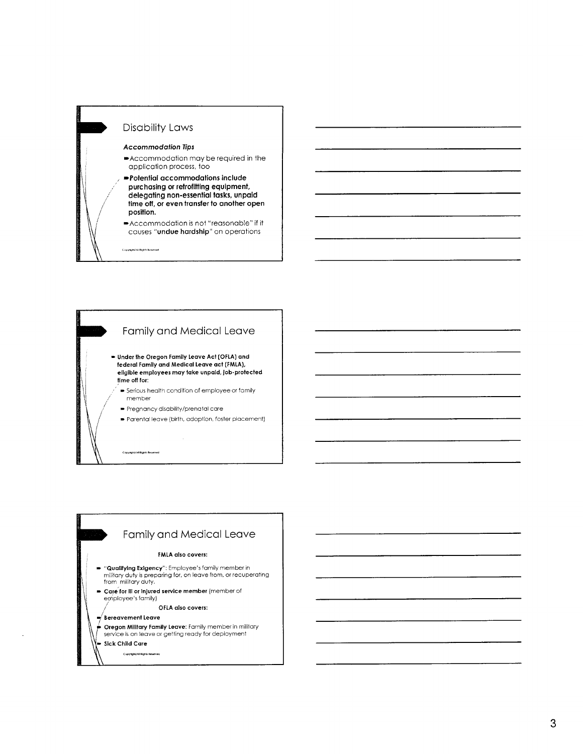## Disability Laws

***Accommodation Tips***

- Accommodation may be required in the application process, too
- **Potential accommodations include purchasing or retrofitting equipment, delegating non-essential tasks, unpaid time off, or even transfer to another open position.**
- Accommodation is not "reasonable" if it causes "**undue hardship**" on operations

Copyright/All Rights Reserved

## Family and Medical Leave

- **Under the Oregon Family Leave Act (OFLA) and federal Family and Medical Leave act (FMLA), eligible employees may take unpaid, job-protected time off for:**
  - Serious health condition of employee or family member
  - Pregnancy disability/prenatal care
  - Parental leave (birth, adoption, foster placement)

Copyright/All Rights Reserved

## Family and Medical Leave

**FMLA also covers:**

- "**Qualifying Exigency**": Employee's family member in military duty is preparing for, on leave from, or recuperating from military duty.
- **Care for ill or injured service member** (member of employee's family)

**OFLA also covers:**

- **Bereavement Leave**
- **Oregon Military Family Leave:** Family member in military service is on leave or getting ready for deployment
- **Sick Child Care**

Copyright/All Rights Reserved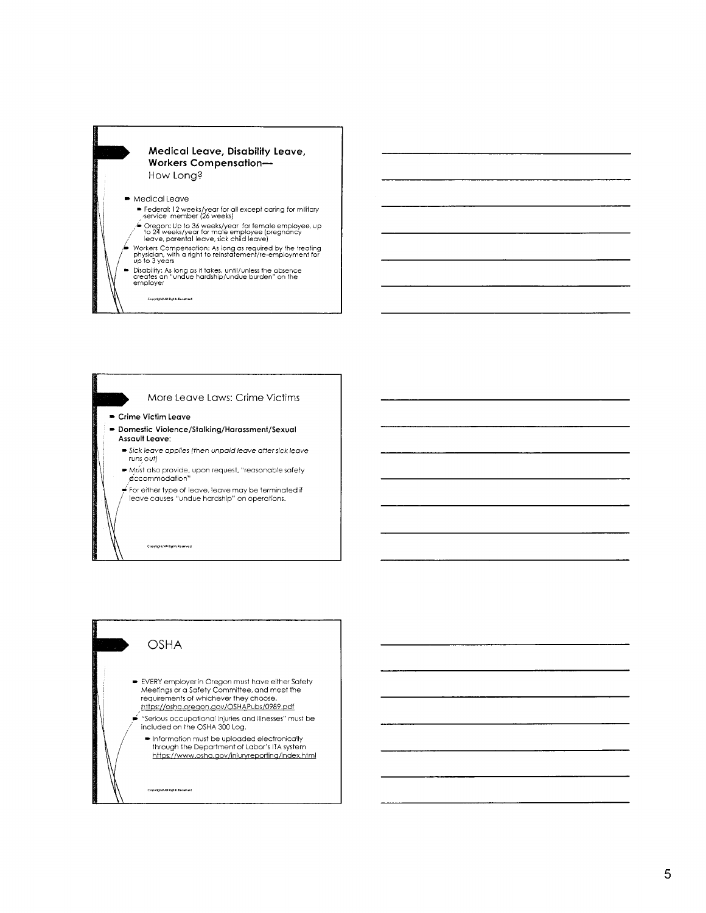## Medical Leave, Disability Leave, Workers Compensation—
How Long?

- Medical Leave
  - Federal: 12 weeks/year for all except caring for military service member (26 weeks)
  - Oregon: Up to 36 weeks/year for female employee, up to 24 weeks/year for male employee (pregnancy leave, parental leave, sick child leave)
- Workers Compensation: As long as required by the treating physician, with a right to reinstatement/re-employment for up to 3 years
- Disability: As long as it takes, until/unless the absence creates an "undue hardship/undue burden" on the employer

Copyright All Rights Reserved

## More Leave Laws: Crime Victims

- **Crime Victim Leave**
- **Domestic Violence/Stalking/Harassment/Sexual Assault Leave:**
  - *Sick leave applies (then unpaid leave after sick leave runs out)*
  - Must also provide, upon request, "reasonable safety accommodation"
  - For either type of leave, leave may be terminated if leave causes "undue hardship" on operations.

Copyright All Rights Reserved

## OSHA

- EVERY employer in Oregon must have either Safety Meetings or a Safety Committee, and meet the requirements of whichever they choose. https://osha.oregon.gov/OSHAPubs/0989.pdf
- "Serious occupational injuries and illnesses" must be included on the OSHA 300 Log.
  - Information must be uploaded electronically through the Department of Labor's ITA system https://www.osha.gov/injuryreporting/index.html

Copyright All Rights Reserved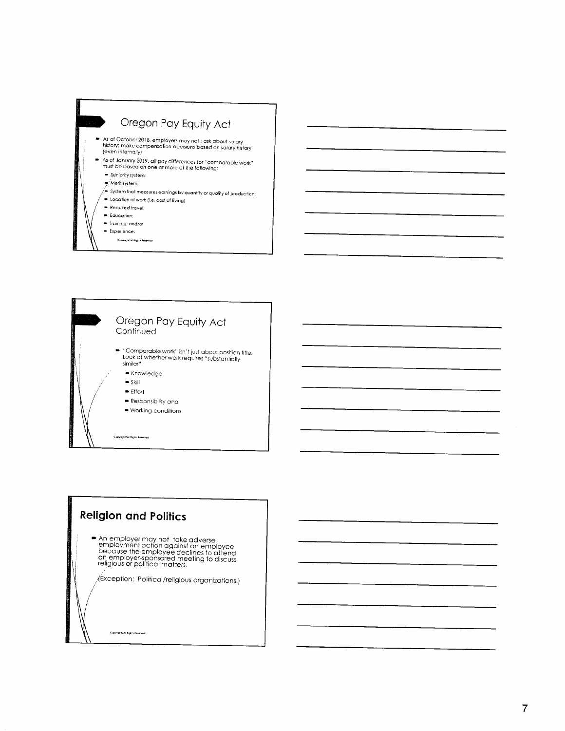## Oregon Pay Equity Act

- As of October 2018, employers may not : ask about salary history; make compensation decisions based on salary history (even internally)
- As of January 2019, all pay differences for "comparable work" must be based on one or more of the following:
  - Seniority system;
  - Merit system;
  - System that measures earnings by quantity or quality of production;
  - Location of work (i.e. cost of living)
  - Required travel;
  - Education;
  - Training; and/or
  - Experience.

Copyright/All Rights Reserved

## Oregon Pay Equity Act
Continued

- "Comparable work" isn't just about position title. Look at whether work requires "substantially similar"
  - Knowledge
  - Skill
  - Effort
  - Responsibility and
  - Working conditions

Copyright/All Rights Reserved

## Religion and Politics

- An employer may not take adverse employment action against an employee because the employee declines to attend an employer-sponsored meeting to discuss religious or political matters.

(Exception: Political/religious organizations.)

Copyright/All Rights Reserved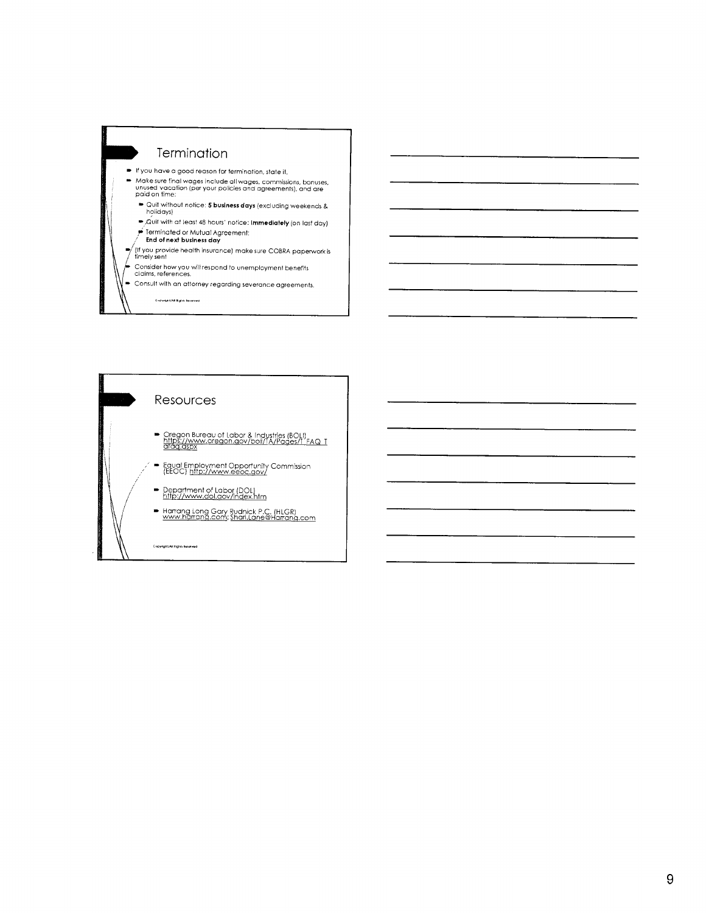## Termination

- If you have a good reason for termination, state it.
- Make sure final wages include all wages, commissions, bonuses, unused vacation (per your policies and agreements), and are paid on time:
  - Quit without notice: **5 business days** (excluding weekends & holidays)
  - Quit with at least 48 hours' notice: **Immediately** (on last day)
  - Terminated or Mutual Agreement: **End of next business day**
- (If you provide health insurance) make sure COBRA paperwork is timely sent
- Consider how you will respond to unemployment benefits claims, references.
- Consult with an attorney regarding severance agreements.

Copyright/All Rights Reserved

## Resources

- Oregon Bureau of Labor & Industries (BOLI) https://www.oregon.gov/boli/TA/Pages/T_FAQ_Tafaq.aspx
- Equal Employment Opportunity Commission (EEOC) http://www.eeoc.gov/
- Department of Labor (DOL) http://www.dol.gov/index.htm
- Harrang Long Gary Rudnick P.C. (HLGR) www.harrang.com; Shari.Lane@Harrang.com

Copyright/All Rights Reserved